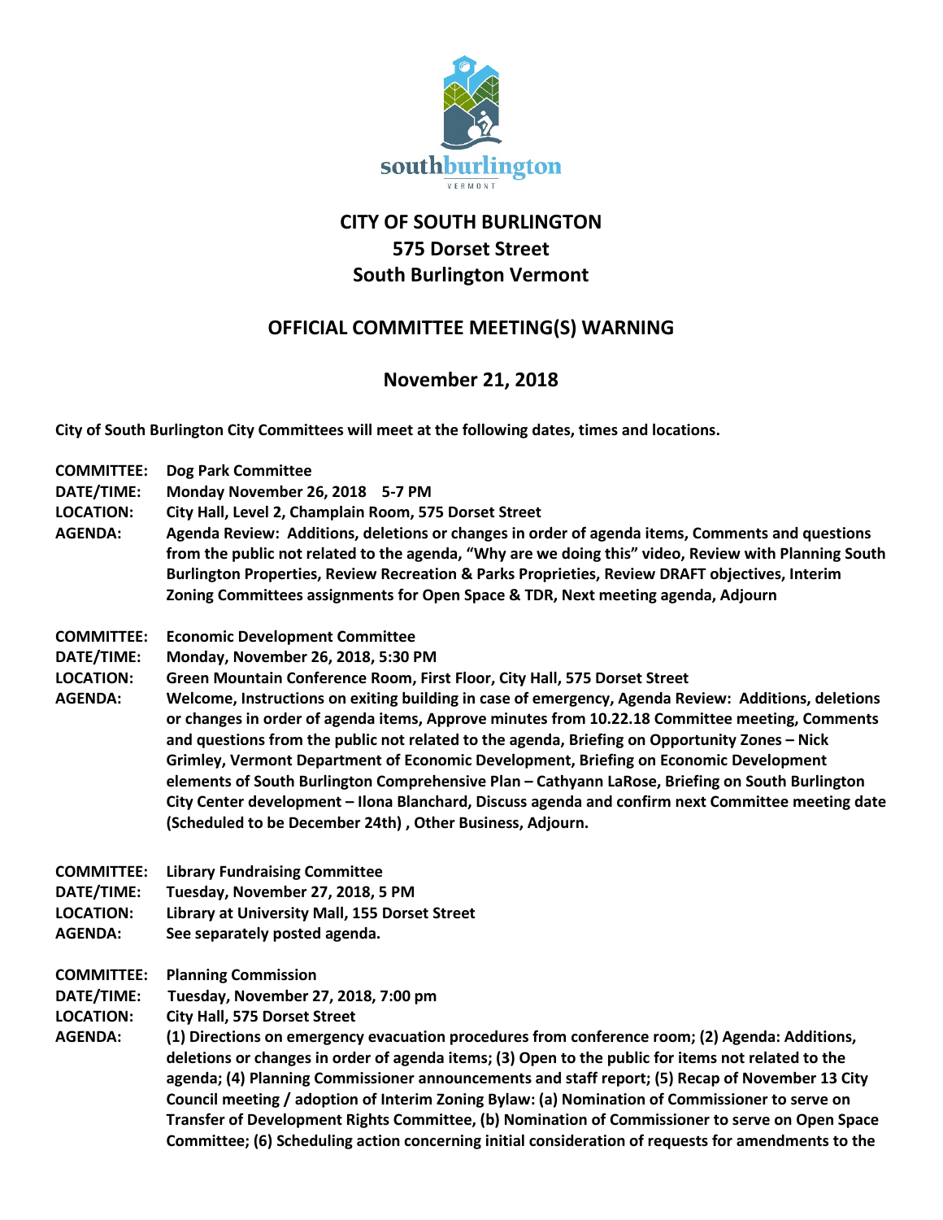# CITY OF SOUTH BURLINGTON
## 575 Dorset Street
## South Burlington Vermont

## OFFICIAL COMMITTEE MEETING(S) WARNING

## November 21, 2018

**City of South Burlington City Committees will meet at the following dates, times and locations.**

**COMMITTEE:** **Dog Park Committee**
**DATE/TIME:** **Monday November 26, 2018 5-7 PM**
**LOCATION:** **City Hall, Level 2, Champlain Room, 575 Dorset Street**
**AGENDA:** **Agenda Review: Additions, deletions or changes in order of agenda items, Comments and questions from the public not related to the agenda, "Why are we doing this" video, Review with Planning South Burlington Properties, Review Recreation & Parks Proprieties, Review DRAFT objectives, Interim Zoning Committees assignments for Open Space & TDR, Next meeting agenda, Adjourn**

**COMMITTEE:** **Economic Development Committee**
**DATE/TIME:** **Monday, November 26, 2018, 5:30 PM**
**LOCATION:** **Green Mountain Conference Room, First Floor, City Hall, 575 Dorset Street**
**AGENDA:** **Welcome, Instructions on exiting building in case of emergency, Agenda Review: Additions, deletions or changes in order of agenda items, Approve minutes from 10.22.18 Committee meeting, Comments and questions from the public not related to the agenda, Briefing on Opportunity Zones – Nick Grimley, Vermont Department of Economic Development, Briefing on Economic Development elements of South Burlington Comprehensive Plan – Cathyann LaRose, Briefing on South Burlington City Center development – Ilona Blanchard, Discuss agenda and confirm next Committee meeting date (Scheduled to be December 24th) , Other Business, Adjourn.**

**COMMITTEE:** **Library Fundraising Committee**
**DATE/TIME:** **Tuesday, November 27, 2018, 5 PM**
**LOCATION:** **Library at University Mall, 155 Dorset Street**
**AGENDA:** **See separately posted agenda.**

**COMMITTEE:** **Planning Commission**
**DATE/TIME:** **Tuesday, November 27, 2018, 7:00 pm**
**LOCATION:** **City Hall, 575 Dorset Street**
**AGENDA:** **(1) Directions on emergency evacuation procedures from conference room; (2) Agenda: Additions, deletions or changes in order of agenda items; (3) Open to the public for items not related to the agenda; (4) Planning Commissioner announcements and staff report; (5) Recap of November 13 City Council meeting / adoption of Interim Zoning Bylaw: (a) Nomination of Commissioner to serve on Transfer of Development Rights Committee, (b) Nomination of Commissioner to serve on Open Space Committee; (6) Scheduling action concerning initial consideration of requests for amendments to the**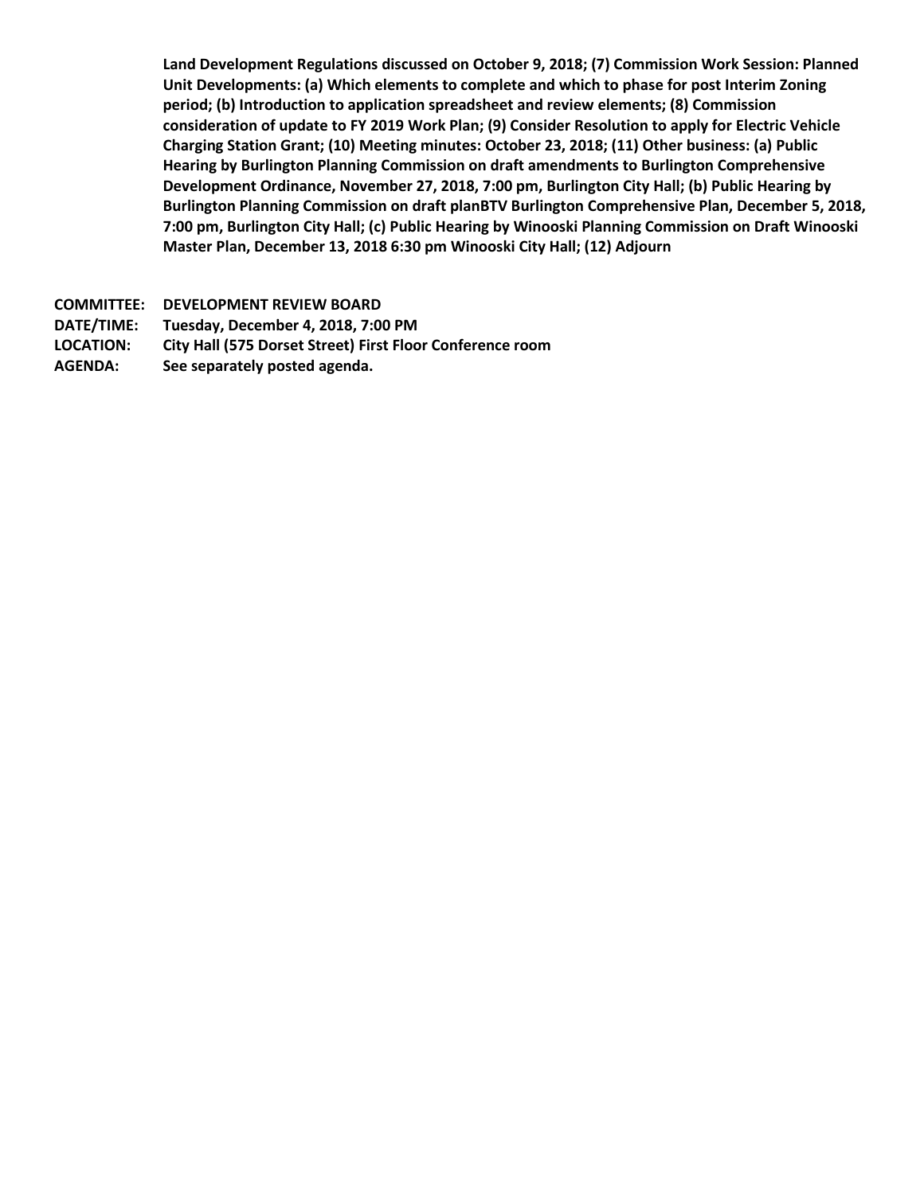**Land Development Regulations discussed on October 9, 2018; (7) Commission Work Session: Planned Unit Developments: (a) Which elements to complete and which to phase for post Interim Zoning period; (b) Introduction to application spreadsheet and review elements; (8) Commission consideration of update to FY 2019 Work Plan; (9) Consider Resolution to apply for Electric Vehicle Charging Station Grant; (10) Meeting minutes: October 23, 2018; (11) Other business: (a) Public Hearing by Burlington Planning Commission on draft amendments to Burlington Comprehensive Development Ordinance, November 27, 2018, 7:00 pm, Burlington City Hall; (b) Public Hearing by Burlington Planning Commission on draft planBTV Burlington Comprehensive Plan, December 5, 2018, 7:00 pm, Burlington City Hall; (c) Public Hearing by Winooski Planning Commission on Draft Winooski Master Plan, December 13, 2018 6:30 pm Winooski City Hall; (12) Adjourn**

**COMMITTEE:** **DEVELOPMENT REVIEW BOARD**
**DATE/TIME:** **Tuesday, December 4, 2018, 7:00 PM**
**LOCATION:** **City Hall (575 Dorset Street) First Floor Conference room**
**AGENDA:** **See separately posted agenda.**